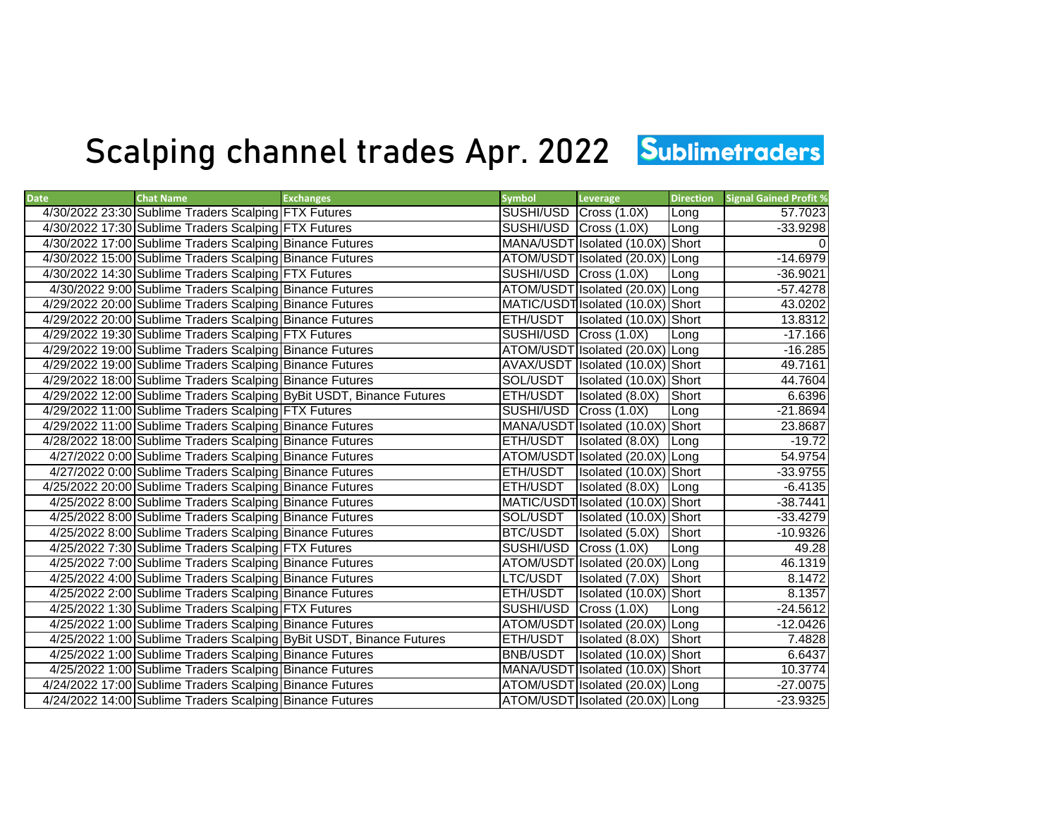# Scalping channel trades Apr. 2022

Sublimetraders

| Date | Chat Name | Exchanges | Symbol | Leverage | Direction | Signal Gained Profit % |
|---|---|---|---|---|---|---|
| 4/30/2022 23:30 | Sublime Traders Scalping | FTX Futures | SUSHI/USD | Cross (1.0X) | Long | 57.7023 |
| 4/30/2022 17:30 | Sublime Traders Scalping | FTX Futures | SUSHI/USD | Cross (1.0X) | Long | -33.9298 |
| 4/30/2022 17:00 | Sublime Traders Scalping | Binance Futures | MANA/USDT | Isolated (10.0X) | Short | 0 |
| 4/30/2022 15:00 | Sublime Traders Scalping | Binance Futures | ATOM/USDT | Isolated (20.0X) | Long | -14.6979 |
| 4/30/2022 14:30 | Sublime Traders Scalping | FTX Futures | SUSHI/USD | Cross (1.0X) | Long | -36.9021 |
| 4/30/2022 9:00 | Sublime Traders Scalping | Binance Futures | ATOM/USDT | Isolated (20.0X) | Long | -57.4278 |
| 4/29/2022 20:00 | Sublime Traders Scalping | Binance Futures | MATIC/USDT | Isolated (10.0X) | Short | 43.0202 |
| 4/29/2022 20:00 | Sublime Traders Scalping | Binance Futures | ETH/USDT | Isolated (10.0X) | Short | 13.8312 |
| 4/29/2022 19:30 | Sublime Traders Scalping | FTX Futures | SUSHI/USD | Cross (1.0X) | Long | -17.166 |
| 4/29/2022 19:00 | Sublime Traders Scalping | Binance Futures | ATOM/USDT | Isolated (20.0X) | Long | -16.285 |
| 4/29/2022 19:00 | Sublime Traders Scalping | Binance Futures | AVAX/USDT | Isolated (10.0X) | Short | 49.7161 |
| 4/29/2022 18:00 | Sublime Traders Scalping | Binance Futures | SOL/USDT | Isolated (10.0X) | Short | 44.7604 |
| 4/29/2022 12:00 | Sublime Traders Scalping | ByBit USDT, Binance Futures | ETH/USDT | Isolated (8.0X) | Short | 6.6396 |
| 4/29/2022 11:00 | Sublime Traders Scalping | FTX Futures | SUSHI/USD | Cross (1.0X) | Long | -21.8694 |
| 4/29/2022 11:00 | Sublime Traders Scalping | Binance Futures | MANA/USDT | Isolated (10.0X) | Short | 23.8687 |
| 4/28/2022 18:00 | Sublime Traders Scalping | Binance Futures | ETH/USDT | Isolated (8.0X) | Long | -19.72 |
| 4/27/2022 0:00 | Sublime Traders Scalping | Binance Futures | ATOM/USDT | Isolated (20.0X) | Long | 54.9754 |
| 4/27/2022 0:00 | Sublime Traders Scalping | Binance Futures | ETH/USDT | Isolated (10.0X) | Short | -33.9755 |
| 4/25/2022 20:00 | Sublime Traders Scalping | Binance Futures | ETH/USDT | Isolated (8.0X) | Long | -6.4135 |
| 4/25/2022 8:00 | Sublime Traders Scalping | Binance Futures | MATIC/USDT | Isolated (10.0X) | Short | -38.7441 |
| 4/25/2022 8:00 | Sublime Traders Scalping | Binance Futures | SOL/USDT | Isolated (10.0X) | Short | -33.4279 |
| 4/25/2022 8:00 | Sublime Traders Scalping | Binance Futures | BTC/USDT | Isolated (5.0X) | Short | -10.9326 |
| 4/25/2022 7:30 | Sublime Traders Scalping | FTX Futures | SUSHI/USD | Cross (1.0X) | Long | 49.28 |
| 4/25/2022 7:00 | Sublime Traders Scalping | Binance Futures | ATOM/USDT | Isolated (20.0X) | Long | 46.1319 |
| 4/25/2022 4:00 | Sublime Traders Scalping | Binance Futures | LTC/USDT | Isolated (7.0X) | Short | 8.1472 |
| 4/25/2022 2:00 | Sublime Traders Scalping | Binance Futures | ETH/USDT | Isolated (10.0X) | Short | 8.1357 |
| 4/25/2022 1:30 | Sublime Traders Scalping | FTX Futures | SUSHI/USD | Cross (1.0X) | Long | -24.5612 |
| 4/25/2022 1:00 | Sublime Traders Scalping | Binance Futures | ATOM/USDT | Isolated (20.0X) | Long | -12.0426 |
| 4/25/2022 1:00 | Sublime Traders Scalping | ByBit USDT, Binance Futures | ETH/USDT | Isolated (8.0X) | Short | 7.4828 |
| 4/25/2022 1:00 | Sublime Traders Scalping | Binance Futures | BNB/USDT | Isolated (10.0X) | Short | 6.6437 |
| 4/25/2022 1:00 | Sublime Traders Scalping | Binance Futures | MANA/USDT | Isolated (10.0X) | Short | 10.3774 |
| 4/24/2022 17:00 | Sublime Traders Scalping | Binance Futures | ATOM/USDT | Isolated (20.0X) | Long | -27.0075 |
| 4/24/2022 14:00 | Sublime Traders Scalping | Binance Futures | ATOM/USDT | Isolated (20.0X) | Long | -23.9325 |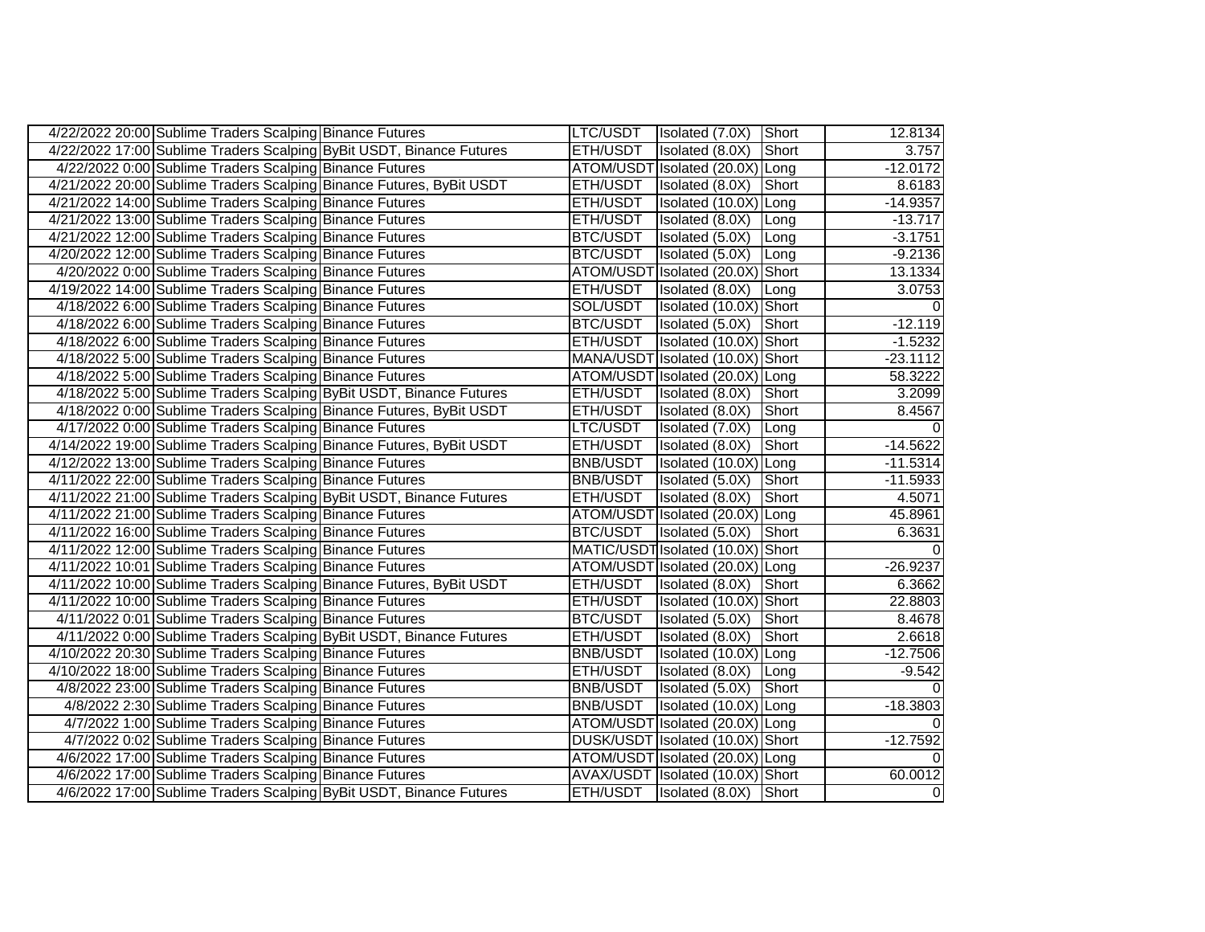| | | | | | | |
|---|---|---|---|---|---|---|
| 4/22/2022 20:00 | Sublime Traders Scalping | Binance Futures | LTC/USDT | Isolated (7.0X) | Short | 12.8134 |
| 4/22/2022 17:00 | Sublime Traders Scalping | ByBit USDT, Binance Futures | ETH/USDT | Isolated (8.0X) | Short | 3.757 |
| 4/22/2022 0:00 | Sublime Traders Scalping | Binance Futures | ATOM/USDT | Isolated (20.0X) | Long | -12.0172 |
| 4/21/2022 20:00 | Sublime Traders Scalping | Binance Futures, ByBit USDT | ETH/USDT | Isolated (8.0X) | Short | 8.6183 |
| 4/21/2022 14:00 | Sublime Traders Scalping | Binance Futures | ETH/USDT | Isolated (10.0X) | Long | -14.9357 |
| 4/21/2022 13:00 | Sublime Traders Scalping | Binance Futures | ETH/USDT | Isolated (8.0X) | Long | -13.717 |
| 4/21/2022 12:00 | Sublime Traders Scalping | Binance Futures | BTC/USDT | Isolated (5.0X) | Long | -3.1751 |
| 4/20/2022 12:00 | Sublime Traders Scalping | Binance Futures | BTC/USDT | Isolated (5.0X) | Long | -9.2136 |
| 4/20/2022 0:00 | Sublime Traders Scalping | Binance Futures | ATOM/USDT | Isolated (20.0X) | Short | 13.1334 |
| 4/19/2022 14:00 | Sublime Traders Scalping | Binance Futures | ETH/USDT | Isolated (8.0X) | Long | 3.0753 |
| 4/18/2022 6:00 | Sublime Traders Scalping | Binance Futures | SOL/USDT | Isolated (10.0X) | Short | 0 |
| 4/18/2022 6:00 | Sublime Traders Scalping | Binance Futures | BTC/USDT | Isolated (5.0X) | Short | -12.119 |
| 4/18/2022 6:00 | Sublime Traders Scalping | Binance Futures | ETH/USDT | Isolated (10.0X) | Short | -1.5232 |
| 4/18/2022 5:00 | Sublime Traders Scalping | Binance Futures | MANA/USDT | Isolated (10.0X) | Short | -23.1112 |
| 4/18/2022 5:00 | Sublime Traders Scalping | Binance Futures | ATOM/USDT | Isolated (20.0X) | Long | 58.3222 |
| 4/18/2022 5:00 | Sublime Traders Scalping | ByBit USDT, Binance Futures | ETH/USDT | Isolated (8.0X) | Short | 3.2099 |
| 4/18/2022 0:00 | Sublime Traders Scalping | Binance Futures, ByBit USDT | ETH/USDT | Isolated (8.0X) | Short | 8.4567 |
| 4/17/2022 0:00 | Sublime Traders Scalping | Binance Futures | LTC/USDT | Isolated (7.0X) | Long | 0 |
| 4/14/2022 19:00 | Sublime Traders Scalping | Binance Futures, ByBit USDT | ETH/USDT | Isolated (8.0X) | Short | -14.5622 |
| 4/12/2022 13:00 | Sublime Traders Scalping | Binance Futures | BNB/USDT | Isolated (10.0X) | Long | -11.5314 |
| 4/11/2022 22:00 | Sublime Traders Scalping | Binance Futures | BNB/USDT | Isolated (5.0X) | Short | -11.5933 |
| 4/11/2022 21:00 | Sublime Traders Scalping | ByBit USDT, Binance Futures | ETH/USDT | Isolated (8.0X) | Short | 4.5071 |
| 4/11/2022 21:00 | Sublime Traders Scalping | Binance Futures | ATOM/USDT | Isolated (20.0X) | Long | 45.8961 |
| 4/11/2022 16:00 | Sublime Traders Scalping | Binance Futures | BTC/USDT | Isolated (5.0X) | Short | 6.3631 |
| 4/11/2022 12:00 | Sublime Traders Scalping | Binance Futures | MATIC/USDT | Isolated (10.0X) | Short | 0 |
| 4/11/2022 10:01 | Sublime Traders Scalping | Binance Futures | ATOM/USDT | Isolated (20.0X) | Long | -26.9237 |
| 4/11/2022 10:00 | Sublime Traders Scalping | Binance Futures, ByBit USDT | ETH/USDT | Isolated (8.0X) | Short | 6.3662 |
| 4/11/2022 10:00 | Sublime Traders Scalping | Binance Futures | ETH/USDT | Isolated (10.0X) | Short | 22.8803 |
| 4/11/2022 0:01 | Sublime Traders Scalping | Binance Futures | BTC/USDT | Isolated (5.0X) | Short | 8.4678 |
| 4/11/2022 0:00 | Sublime Traders Scalping | ByBit USDT, Binance Futures | ETH/USDT | Isolated (8.0X) | Short | 2.6618 |
| 4/10/2022 20:30 | Sublime Traders Scalping | Binance Futures | BNB/USDT | Isolated (10.0X) | Long | -12.7506 |
| 4/10/2022 18:00 | Sublime Traders Scalping | Binance Futures | ETH/USDT | Isolated (8.0X) | Long | -9.542 |
| 4/8/2022 23:00 | Sublime Traders Scalping | Binance Futures | BNB/USDT | Isolated (5.0X) | Short | 0 |
| 4/8/2022 2:30 | Sublime Traders Scalping | Binance Futures | BNB/USDT | Isolated (10.0X) | Long | -18.3803 |
| 4/7/2022 1:00 | Sublime Traders Scalping | Binance Futures | ATOM/USDT | Isolated (20.0X) | Long | 0 |
| 4/7/2022 0:02 | Sublime Traders Scalping | Binance Futures | DUSK/USDT | Isolated (10.0X) | Short | -12.7592 |
| 4/6/2022 17:00 | Sublime Traders Scalping | Binance Futures | ATOM/USDT | Isolated (20.0X) | Long | 0 |
| 4/6/2022 17:00 | Sublime Traders Scalping | Binance Futures | AVAX/USDT | Isolated (10.0X) | Short | 60.0012 |
| 4/6/2022 17:00 | Sublime Traders Scalping | ByBit USDT, Binance Futures | ETH/USDT | Isolated (8.0X) | Short | 0 |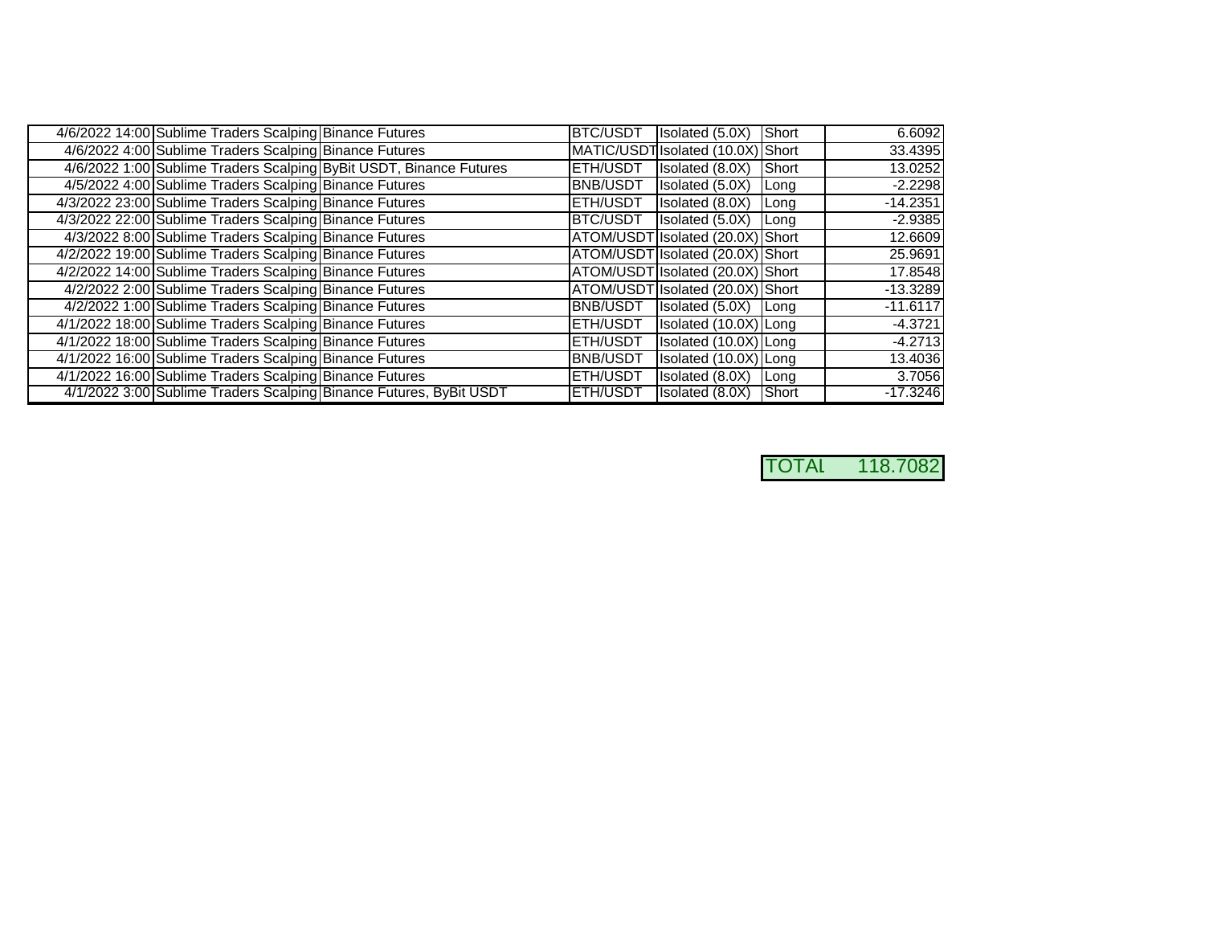| | | | | | | |
|---|---|---|---|---|---|---|
| 4/6/2022 14:00 | Sublime Traders Scalping | Binance Futures | BTC/USDT | Isolated (5.0X) | Short | 6.6092 |
| 4/6/2022 4:00 | Sublime Traders Scalping | Binance Futures | MATIC/USDT | Isolated (10.0X) | Short | 33.4395 |
| 4/6/2022 1:00 | Sublime Traders Scalping | ByBit USDT, Binance Futures | ETH/USDT | Isolated (8.0X) | Short | 13.0252 |
| 4/5/2022 4:00 | Sublime Traders Scalping | Binance Futures | BNB/USDT | Isolated (5.0X) | Long | -2.2298 |
| 4/3/2022 23:00 | Sublime Traders Scalping | Binance Futures | ETH/USDT | Isolated (8.0X) | Long | -14.2351 |
| 4/3/2022 22:00 | Sublime Traders Scalping | Binance Futures | BTC/USDT | Isolated (5.0X) | Long | -2.9385 |
| 4/3/2022 8:00 | Sublime Traders Scalping | Binance Futures | ATOM/USDT | Isolated (20.0X) | Short | 12.6609 |
| 4/2/2022 19:00 | Sublime Traders Scalping | Binance Futures | ATOM/USDT | Isolated (20.0X) | Short | 25.9691 |
| 4/2/2022 14:00 | Sublime Traders Scalping | Binance Futures | ATOM/USDT | Isolated (20.0X) | Short | 17.8548 |
| 4/2/2022 2:00 | Sublime Traders Scalping | Binance Futures | ATOM/USDT | Isolated (20.0X) | Short | -13.3289 |
| 4/2/2022 1:00 | Sublime Traders Scalping | Binance Futures | BNB/USDT | Isolated (5.0X) | Long | -11.6117 |
| 4/1/2022 18:00 | Sublime Traders Scalping | Binance Futures | ETH/USDT | Isolated (10.0X) | Long | -4.3721 |
| 4/1/2022 18:00 | Sublime Traders Scalping | Binance Futures | ETH/USDT | Isolated (10.0X) | Long | -4.2713 |
| 4/1/2022 16:00 | Sublime Traders Scalping | Binance Futures | BNB/USDT | Isolated (10.0X) | Long | 13.4036 |
| 4/1/2022 16:00 | Sublime Traders Scalping | Binance Futures | ETH/USDT | Isolated (8.0X) | Long | 3.7056 |
| 4/1/2022 3:00 | Sublime Traders Scalping | Binance Futures, ByBit USDT | ETH/USDT | Isolated (8.0X) | Short | -17.3246 |

| | |
|---|---|
| TOTAL | 118.7082 |